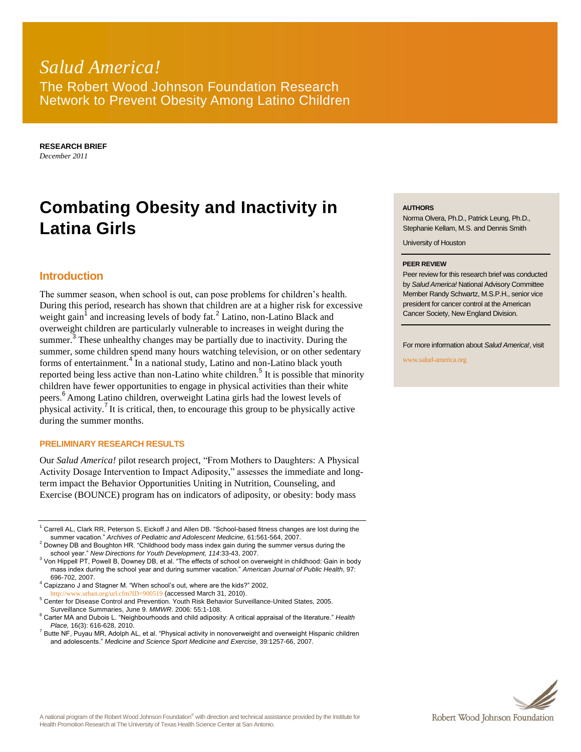# *Salud America!*

The Robert Wood Johnson Foundation Research Network to Prevent Obesity Among Latino Children

**RESEARCH BRIEF**
*December 2011*

# Combating Obesity and Inactivity in Latina Girls

**AUTHORS**

Norma Olvera, Ph.D., Patrick Leung, Ph.D., Stephanie Kellam, M.S. and Dennis Smith

University of Houston

**PEER REVIEW**

Peer review for this research brief was conducted by *Salud America!* National Advisory Committee Member Randy Schwartz, M.S.P.H., senior vice president for cancer control at the American Cancer Society, New England Division.

For more information about *Salud America!*, visit

www.salud-america.org

## Introduction

The summer season, when school is out, can pose problems for children's health. During this period, research has shown that children are at a higher risk for excessive weight gain[1] and increasing levels of body fat.[2] Latino, non-Latino Black and overweight children are particularly vulnerable to increases in weight during the summer.[3] These unhealthy changes may be partially due to inactivity. During the summer, some children spend many hours watching television, or on other sedentary forms of entertainment.[4] In a national study, Latino and non-Latino black youth reported being less active than non-Latino white children.[5] It is possible that minority children have fewer opportunities to engage in physical activities than their white peers.[6] Among Latino children, overweight Latina girls had the lowest levels of physical activity.[7] It is critical, then, to encourage this group to be physically active during the summer months.

### PRELIMINARY RESEARCH RESULTS

Our *Salud America!* pilot research project, "From Mothers to Daughters: A Physical Activity Dosage Intervention to Impact Adiposity," assesses the immediate and long-term impact the Behavior Opportunities Uniting in Nutrition, Counseling, and Exercise (BOUNCE) program has on indicators of adiposity, or obesity: body mass

---

[1] Carrell AL, Clark RR, Peterson S, Eickoff J and Allen DB. "School-based fitness changes are lost during the summer vacation." *Archives of Pediatric and Adolescent Medicine,* 61:561-564, 2007.

[2] Downey DB and Boughton HR. "Childhood body mass index gain during the summer versus during the school year." *New Directions for Youth Development, 114*:33-43, 2007.

[3] Von Hippell PT, Powell B, Downey DB, et al. "The effects of school on overweight in childhood: Gain in body mass index during the school year and during summer vacation." *American Journal of Public Health*, 97: 696-702, 2007.

[4] Capizzano J and Stagner M. "When school's out, where are the kids?" 2002, http://www.urban.org/url.cfm?ID=900519 (accessed March 31, 2010).

[5] Center for Disease Control and Prevention. Youth Risk Behavior Surveillance-United States, 2005. Surveillance Summaries, June 9. *MMWR*. 2006: 55:1-108.

[6] Carter MA and Dubois L. "Neighbourhoods and child adiposity: A critical appraisal of the literature." *Health Place,* 16(3): 616-628, 2010.

[7] Butte NF, Puyau MR, Adolph AL, et al. "Physical activity in nonoverweight and overweight Hispanic children and adolescents." *Medicine and Science Sport Medicine and Exercise*, 39:1257-66, 2007.

A national program of the Robert Wood Johnson Foundation® with direction and technical assistance provided by the Institute for Health Promotion Research at The University of Texas Health Science Center at San Antonio.

Robert Wood Johnson Foundation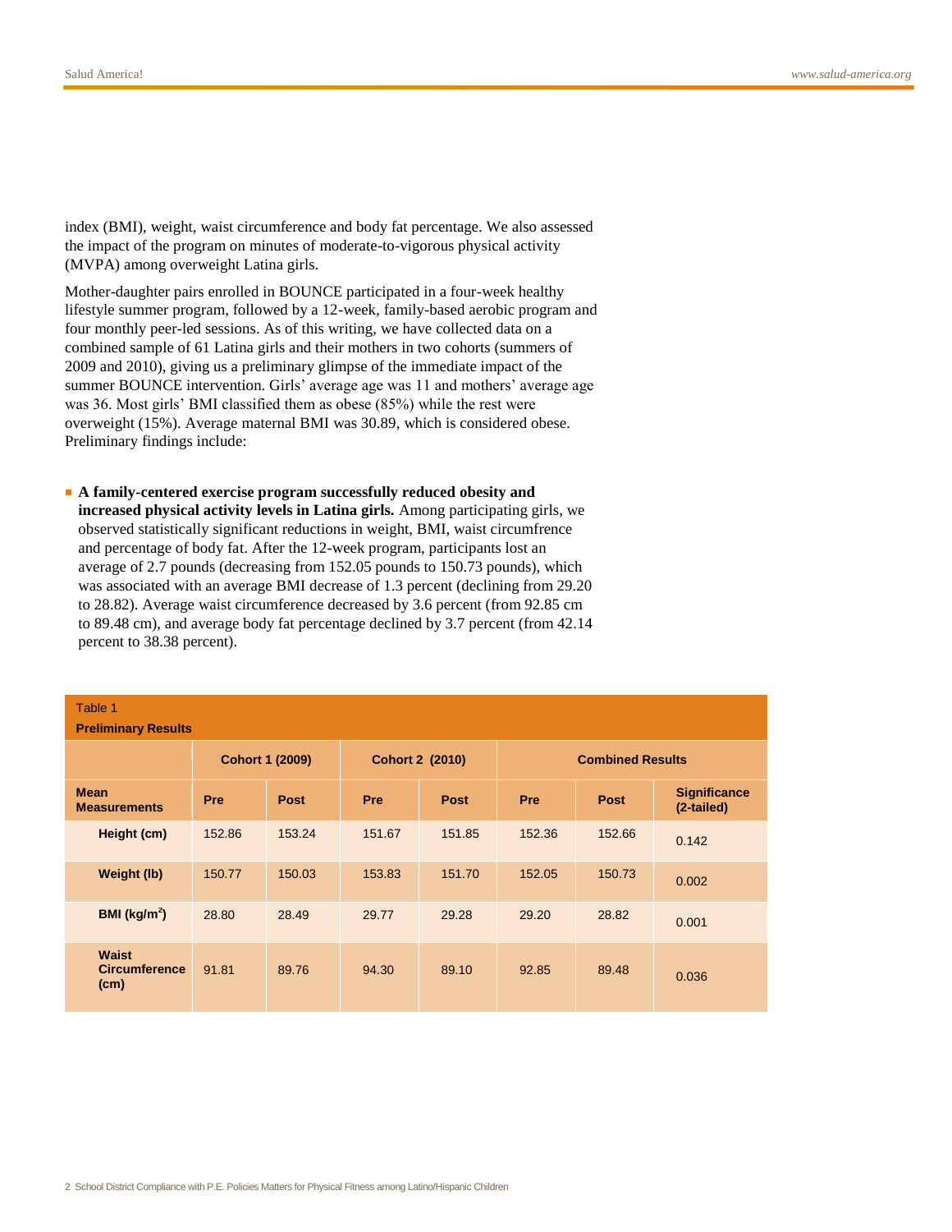index (BMI), weight, waist circumference and body fat percentage. We also assessed the impact of the program on minutes of moderate-to-vigorous physical activity (MVPA) among overweight Latina girls.

Mother-daughter pairs enrolled in BOUNCE participated in a four-week healthy lifestyle summer program, followed by a 12-week, family-based aerobic program and four monthly peer-led sessions. As of this writing, we have collected data on a combined sample of 61 Latina girls and their mothers in two cohorts (summers of 2009 and 2010), giving us a preliminary glimpse of the immediate impact of the summer BOUNCE intervention. Girls' average age was 11 and mothers' average age was 36. Most girls' BMI classified them as obese (85%) while the rest were overweight (15%). Average maternal BMI was 30.89, which is considered obese. Preliminary findings include:

- **A family-centered exercise program successfully reduced obesity and increased physical activity levels in Latina girls.** Among participating girls, we observed statistically significant reductions in weight, BMI, waist circumfrence and percentage of body fat. After the 12-week program, participants lost an average of 2.7 pounds (decreasing from 152.05 pounds to 150.73 pounds), which was associated with an average BMI decrease of 1.3 percent (declining from 29.20 to 28.82). Average waist circumference decreased by 3.6 percent (from 92.85 cm to 89.48 cm), and average body fat percentage declined by 3.7 percent (from 42.14 percent to 38.38 percent).

Table 1
**Preliminary Results**

| | Cohort 1 (2009) | | Cohort 2 (2010) | | Combined Results | | |
|---|---|---|---|---|---|---|---|
| **Mean Measurements** | **Pre** | **Post** | **Pre** | **Post** | **Pre** | **Post** | **Significance (2-tailed)** |
| **Height (cm)** | 152.86 | 153.24 | 151.67 | 151.85 | 152.36 | 152.66 | 0.142 |
| **Weight (lb)** | 150.77 | 150.03 | 153.83 | 151.70 | 152.05 | 150.73 | 0.002 |
| **BMI (kg/m$^2$)** | 28.80 | 28.49 | 29.77 | 29.28 | 29.20 | 28.82 | 0.001 |
| **Waist Circumference (cm)** | 91.81 | 89.76 | 94.30 | 89.10 | 92.85 | 89.48 | 0.036 |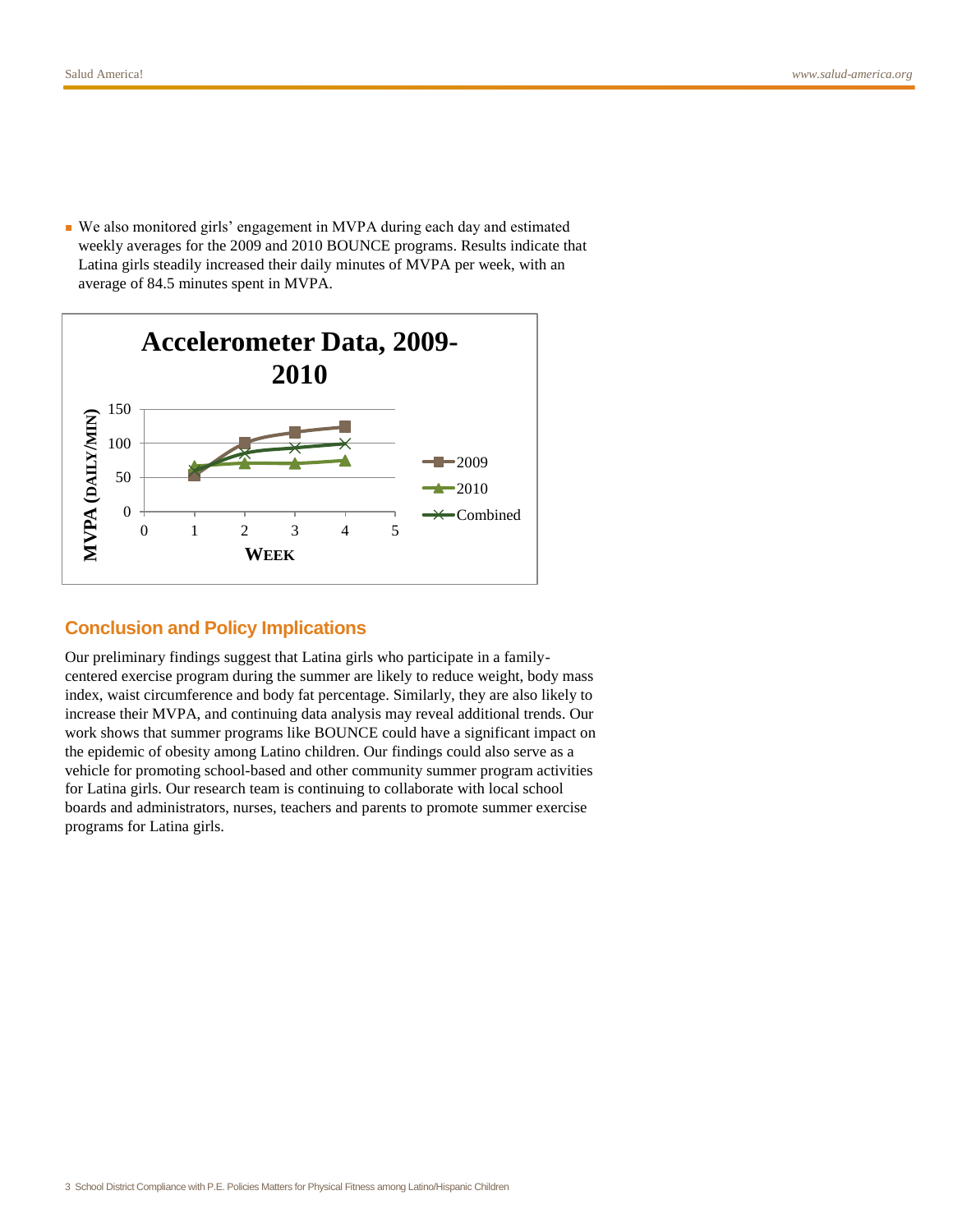- We also monitored girls' engagement in MVPA during each day and estimated weekly averages for the 2009 and 2010 BOUNCE programs. Results indicate that Latina girls steadily increased their daily minutes of MVPA per week, with an average of 84.5 minutes spent in MVPA.

Accelerometer Data, 2009-2010

MVPA (DAILY/MIN)

150
100
50
0

0 1 2 3 4 5

WEEK

2009
2010
Combined

## Conclusion and Policy Implications

Our preliminary findings suggest that Latina girls who participate in a family-centered exercise program during the summer are likely to reduce weight, body mass index, waist circumference and body fat percentage. Similarly, they are also likely to increase their MVPA, and continuing data analysis may reveal additional trends. Our work shows that summer programs like BOUNCE could have a significant impact on the epidemic of obesity among Latino children. Our findings could also serve as a vehicle for promoting school-based and other community summer program activities for Latina girls. Our research team is continuing to collaborate with local school boards and administrators, nurses, teachers and parents to promote summer exercise programs for Latina girls.